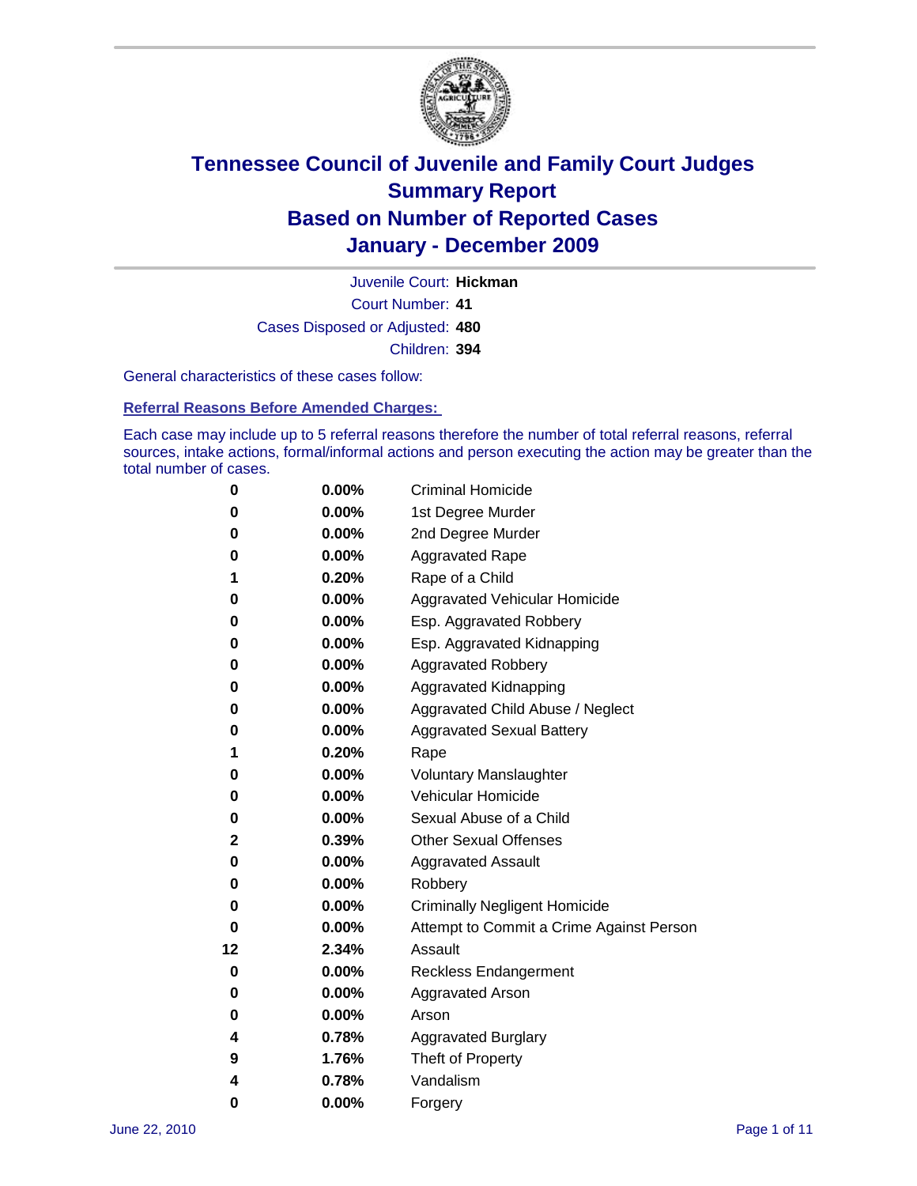# Tennessee Council of Juvenile and Family Court Judges
## Summary Report
## Based on Number of Reported Cases
## January - December 2009

Juvenile Court: **Hickman**

Court Number: **41**

Cases Disposed or Adjusted: **480**

Children: **394**

General characteristics of these cases follow:

### Referral Reasons Before Amended Charges:

Each case may include up to 5 referral reasons therefore the number of total referral reasons, referral sources, intake actions, formal/informal actions and person executing the action may be greater than the total number of cases.

| Count | Percent | Referral Reason |
|---|---|---|
| 0 | 0.00% | Criminal Homicide |
| 0 | 0.00% | 1st Degree Murder |
| 0 | 0.00% | 2nd Degree Murder |
| 0 | 0.00% | Aggravated Rape |
| 1 | 0.20% | Rape of a Child |
| 0 | 0.00% | Aggravated Vehicular Homicide |
| 0 | 0.00% | Esp. Aggravated Robbery |
| 0 | 0.00% | Esp. Aggravated Kidnapping |
| 0 | 0.00% | Aggravated Robbery |
| 0 | 0.00% | Aggravated Kidnapping |
| 0 | 0.00% | Aggravated Child Abuse / Neglect |
| 0 | 0.00% | Aggravated Sexual Battery |
| 1 | 0.20% | Rape |
| 0 | 0.00% | Voluntary Manslaughter |
| 0 | 0.00% | Vehicular Homicide |
| 0 | 0.00% | Sexual Abuse of a Child |
| 2 | 0.39% | Other Sexual Offenses |
| 0 | 0.00% | Aggravated Assault |
| 0 | 0.00% | Robbery |
| 0 | 0.00% | Criminally Negligent Homicide |
| 0 | 0.00% | Attempt to Commit a Crime Against Person |
| 12 | 2.34% | Assault |
| 0 | 0.00% | Reckless Endangerment |
| 0 | 0.00% | Aggravated Arson |
| 0 | 0.00% | Arson |
| 4 | 0.78% | Aggravated Burglary |
| 9 | 1.76% | Theft of Property |
| 4 | 0.78% | Vandalism |
| 0 | 0.00% | Forgery |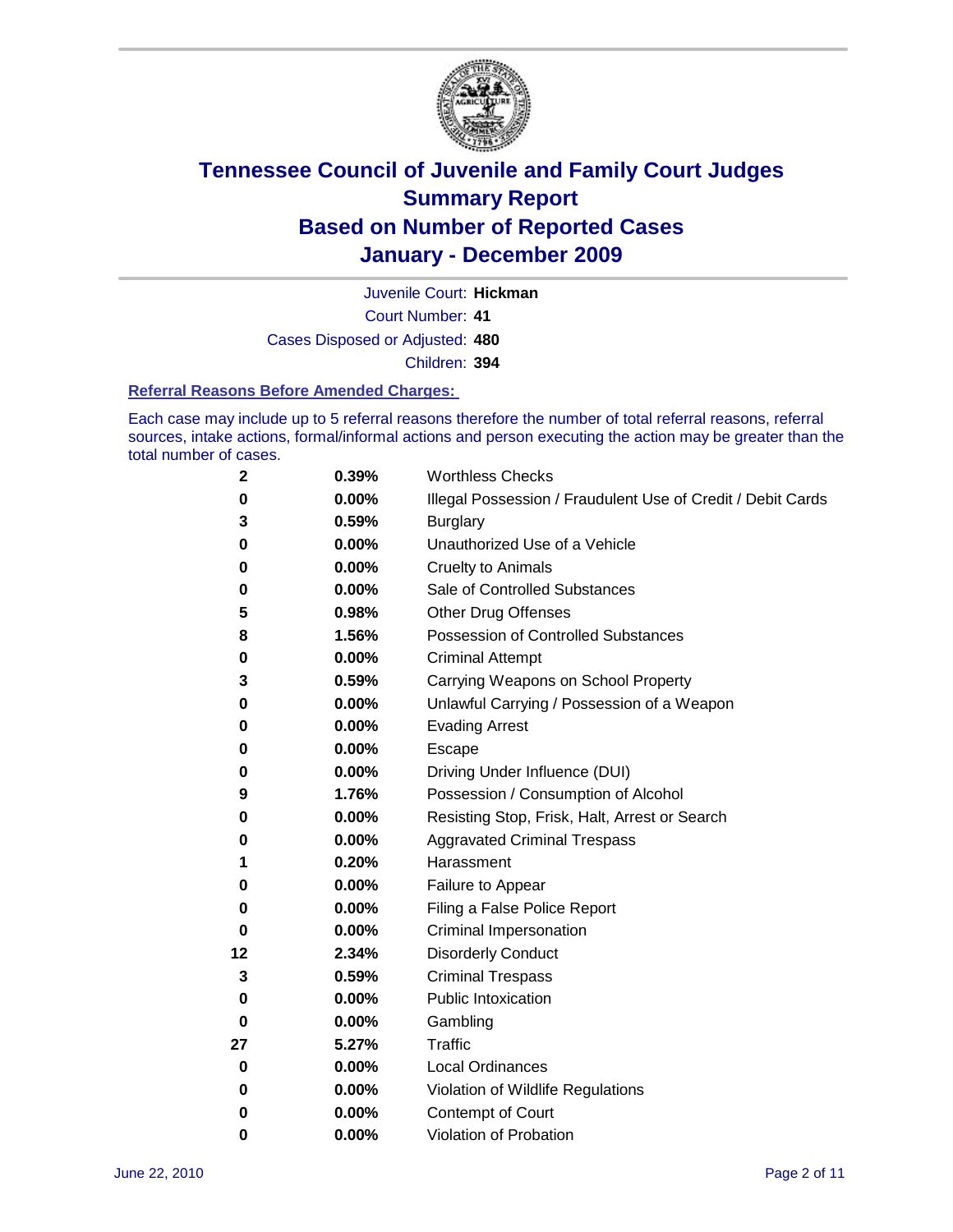# Tennessee Council of Juvenile and Family Court Judges
## Summary Report
## Based on Number of Reported Cases
## January - December 2009

Juvenile Court: **Hickman**

Court Number: **41**

Cases Disposed or Adjusted: **480**

Children: **394**

### Referral Reasons Before Amended Charges:

Each case may include up to 5 referral reasons therefore the number of total referral reasons, referral sources, intake actions, formal/informal actions and person executing the action may be greater than the total number of cases.

| Count | Percent | Referral Reason |
|---|---|---|
| 2 | 0.39% | Worthless Checks |
| 0 | 0.00% | Illegal Possession / Fraudulent Use of Credit / Debit Cards |
| 3 | 0.59% | Burglary |
| 0 | 0.00% | Unauthorized Use of a Vehicle |
| 0 | 0.00% | Cruelty to Animals |
| 0 | 0.00% | Sale of Controlled Substances |
| 5 | 0.98% | Other Drug Offenses |
| 8 | 1.56% | Possession of Controlled Substances |
| 0 | 0.00% | Criminal Attempt |
| 3 | 0.59% | Carrying Weapons on School Property |
| 0 | 0.00% | Unlawful Carrying / Possession of a Weapon |
| 0 | 0.00% | Evading Arrest |
| 0 | 0.00% | Escape |
| 0 | 0.00% | Driving Under Influence (DUI) |
| 9 | 1.76% | Possession / Consumption of Alcohol |
| 0 | 0.00% | Resisting Stop, Frisk, Halt, Arrest or Search |
| 0 | 0.00% | Aggravated Criminal Trespass |
| 1 | 0.20% | Harassment |
| 0 | 0.00% | Failure to Appear |
| 0 | 0.00% | Filing a False Police Report |
| 0 | 0.00% | Criminal Impersonation |
| 12 | 2.34% | Disorderly Conduct |
| 3 | 0.59% | Criminal Trespass |
| 0 | 0.00% | Public Intoxication |
| 0 | 0.00% | Gambling |
| 27 | 5.27% | Traffic |
| 0 | 0.00% | Local Ordinances |
| 0 | 0.00% | Violation of Wildlife Regulations |
| 0 | 0.00% | Contempt of Court |
| 0 | 0.00% | Violation of Probation |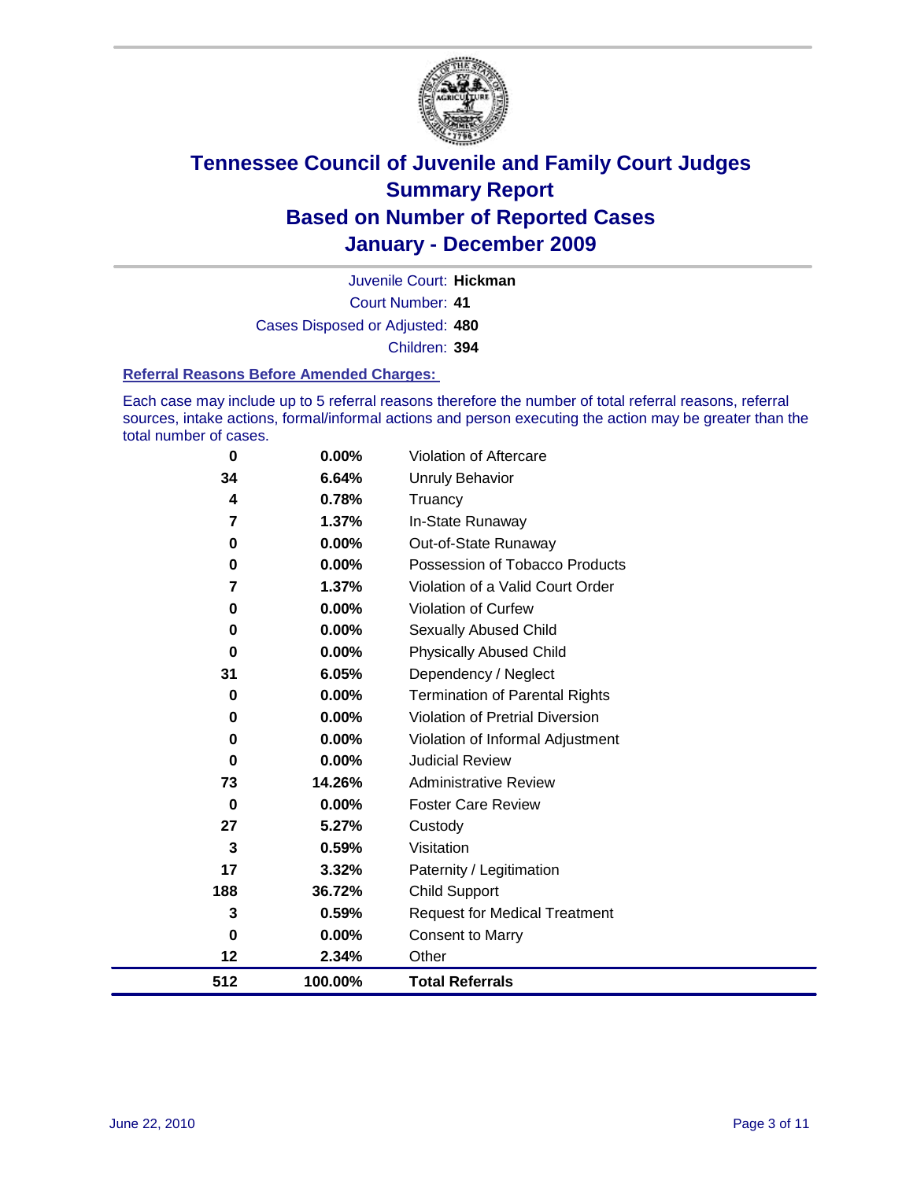# Tennessee Council of Juvenile and Family Court Judges
## Summary Report
## Based on Number of Reported Cases
## January - December 2009

Juvenile Court: **Hickman**

Court Number: **41**

Cases Disposed or Adjusted: **480**

Children: **394**

### Referral Reasons Before Amended Charges:

Each case may include up to 5 referral reasons therefore the number of total referral reasons, referral sources, intake actions, formal/informal actions and person executing the action may be greater than the total number of cases.

| Count | Percent | Referral Reason |
|---|---|---|
| 0 | 0.00% | Violation of Aftercare |
| 34 | 6.64% | Unruly Behavior |
| 4 | 0.78% | Truancy |
| 7 | 1.37% | In-State Runaway |
| 0 | 0.00% | Out-of-State Runaway |
| 0 | 0.00% | Possession of Tobacco Products |
| 7 | 1.37% | Violation of a Valid Court Order |
| 0 | 0.00% | Violation of Curfew |
| 0 | 0.00% | Sexually Abused Child |
| 0 | 0.00% | Physically Abused Child |
| 31 | 6.05% | Dependency / Neglect |
| 0 | 0.00% | Termination of Parental Rights |
| 0 | 0.00% | Violation of Pretrial Diversion |
| 0 | 0.00% | Violation of Informal Adjustment |
| 0 | 0.00% | Judicial Review |
| 73 | 14.26% | Administrative Review |
| 0 | 0.00% | Foster Care Review |
| 27 | 5.27% | Custody |
| 3 | 0.59% | Visitation |
| 17 | 3.32% | Paternity / Legitimation |
| 188 | 36.72% | Child Support |
| 3 | 0.59% | Request for Medical Treatment |
| 0 | 0.00% | Consent to Marry |
| 12 | 2.34% | Other |
| **512** | **100.00%** | **Total Referrals** |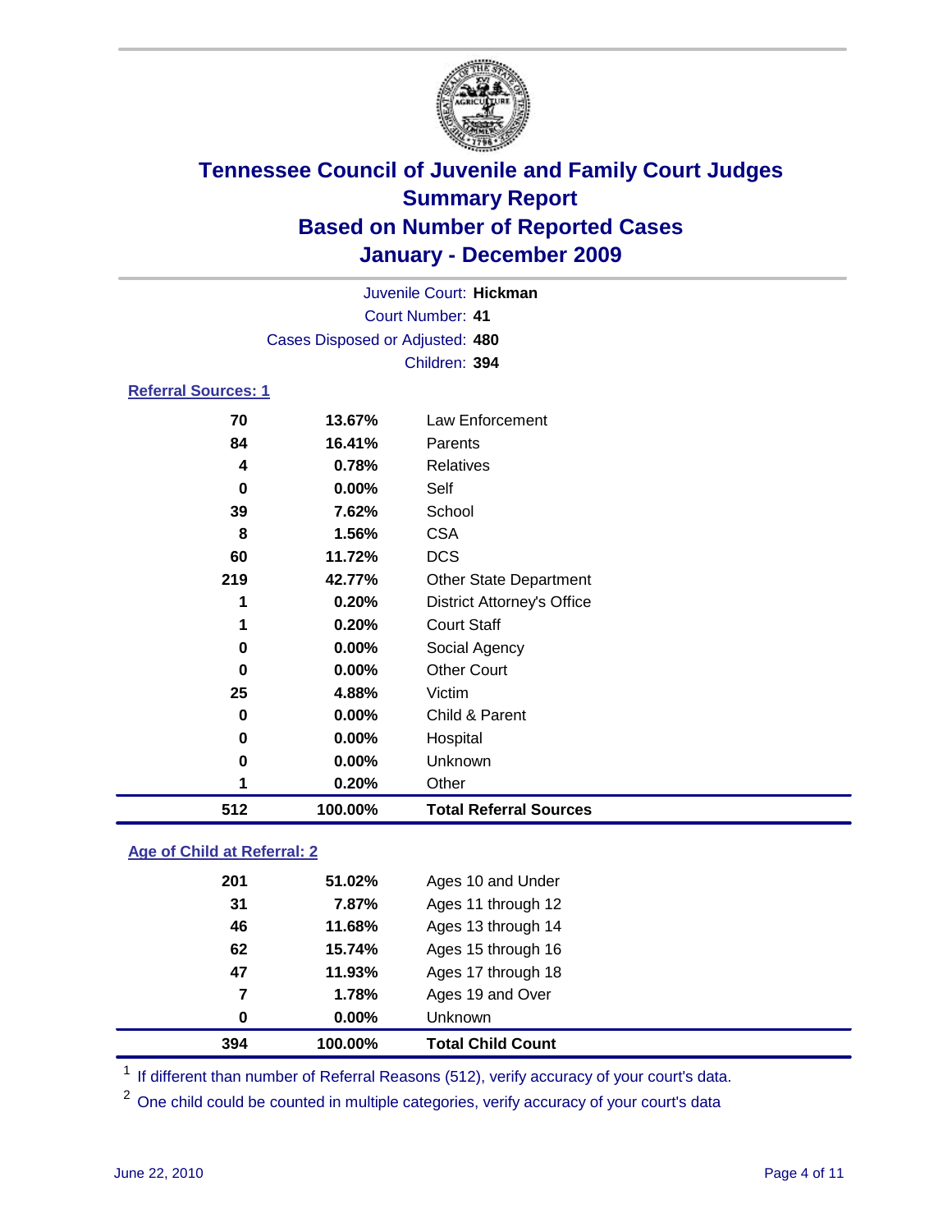# Tennessee Council of Juvenile and Family Court Judges
## Summary Report
## Based on Number of Reported Cases
## January - December 2009

Juvenile Court: **Hickman**
Court Number: **41**
Cases Disposed or Adjusted: **480**
Children: **394**

### Referral Sources: 1

| | | |
|---|---|---|
| 70 | 13.67% | Law Enforcement |
| 84 | 16.41% | Parents |
| 4 | 0.78% | Relatives |
| 0 | 0.00% | Self |
| 39 | 7.62% | School |
| 8 | 1.56% | CSA |
| 60 | 11.72% | DCS |
| 219 | 42.77% | Other State Department |
| 1 | 0.20% | District Attorney's Office |
| 1 | 0.20% | Court Staff |
| 0 | 0.00% | Social Agency |
| 0 | 0.00% | Other Court |
| 25 | 4.88% | Victim |
| 0 | 0.00% | Child & Parent |
| 0 | 0.00% | Hospital |
| 0 | 0.00% | Unknown |
| 1 | 0.20% | Other |
| **512** | **100.00%** | **Total Referral Sources** |

### Age of Child at Referral: 2

| | | |
|---|---|---|
| 201 | 51.02% | Ages 10 and Under |
| 31 | 7.87% | Ages 11 through 12 |
| 46 | 11.68% | Ages 13 through 14 |
| 62 | 15.74% | Ages 15 through 16 |
| 47 | 11.93% | Ages 17 through 18 |
| 7 | 1.78% | Ages 19 and Over |
| 0 | 0.00% | Unknown |
| **394** | **100.00%** | **Total Child Count** |

[1] If different than number of Referral Reasons (512), verify accuracy of your court's data.

[2] One child could be counted in multiple categories, verify accuracy of your court's data

June 22, 2010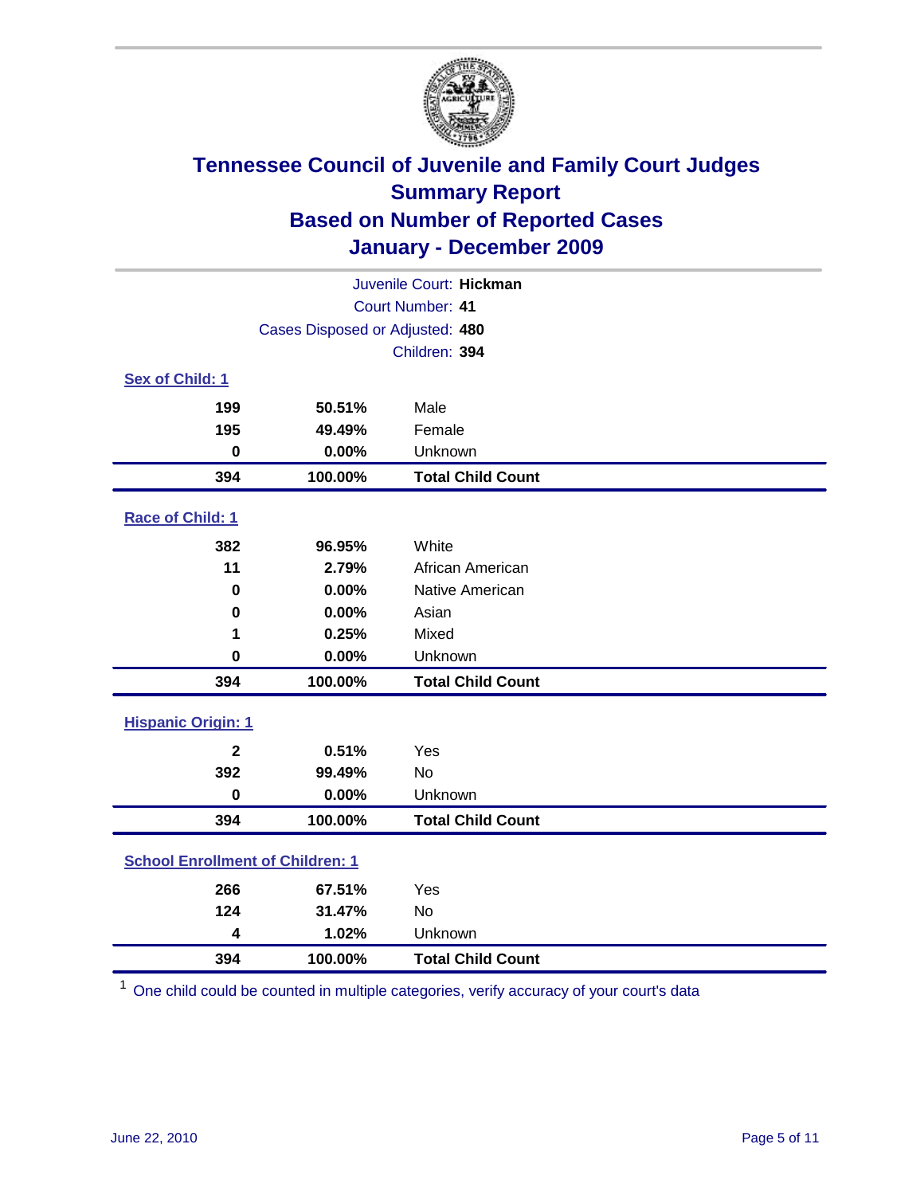# Tennessee Council of Juvenile and Family Court Judges
## Summary Report
## Based on Number of Reported Cases
## January - December 2009

Juvenile Court: **Hickman**
Court Number: **41**
Cases Disposed or Adjusted: **480**
Children: **394**

### Sex of Child: 1

| | | |
|---|---|---|
| 199 | 50.51% | Male |
| 195 | 49.49% | Female |
| 0 | 0.00% | Unknown |
| **394** | **100.00%** | **Total Child Count** |

### Race of Child: 1

| | | |
|---|---|---|
| 382 | 96.95% | White |
| 11 | 2.79% | African American |
| 0 | 0.00% | Native American |
| 0 | 0.00% | Asian |
| 1 | 0.25% | Mixed |
| 0 | 0.00% | Unknown |
| **394** | **100.00%** | **Total Child Count** |

### Hispanic Origin: 1

| | | |
|---|---|---|
| 2 | 0.51% | Yes |
| 392 | 99.49% | No |
| 0 | 0.00% | Unknown |
| **394** | **100.00%** | **Total Child Count** |

### School Enrollment of Children: 1

| | | |
|---|---|---|
| 266 | 67.51% | Yes |
| 124 | 31.47% | No |
| 4 | 1.02% | Unknown |
| **394** | **100.00%** | **Total Child Count** |

[1] One child could be counted in multiple categories, verify accuracy of your court's data

June 22, 2010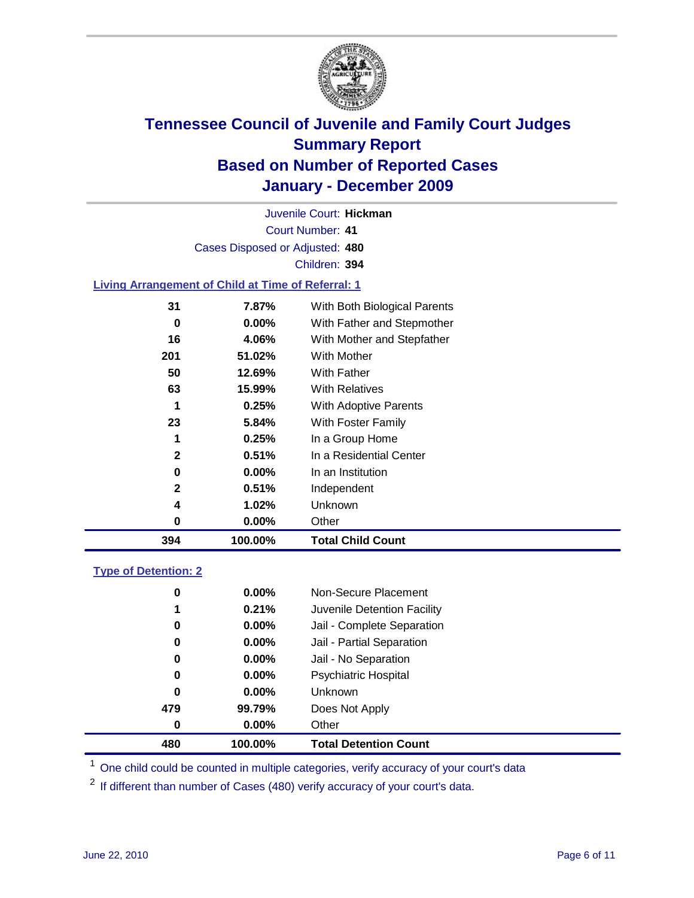# Tennessee Council of Juvenile and Family Court Judges
## Summary Report
## Based on Number of Reported Cases
## January - December 2009

Juvenile Court: **Hickman**
Court Number: **41**
Cases Disposed or Adjusted: **480**
Children: **394**

### Living Arrangement of Child at Time of Referral: 1

| Count | Percent | Category |
|---|---|---|
| 31 | 7.87% | With Both Biological Parents |
| 0 | 0.00% | With Father and Stepmother |
| 16 | 4.06% | With Mother and Stepfather |
| 201 | 51.02% | With Mother |
| 50 | 12.69% | With Father |
| 63 | 15.99% | With Relatives |
| 1 | 0.25% | With Adoptive Parents |
| 23 | 5.84% | With Foster Family |
| 1 | 0.25% | In a Group Home |
| 2 | 0.51% | In a Residential Center |
| 0 | 0.00% | In an Institution |
| 2 | 0.51% | Independent |
| 4 | 1.02% | Unknown |
| 0 | 0.00% | Other |
| **394** | **100.00%** | **Total Child Count** |

### Type of Detention: 2

| Count | Percent | Category |
|---|---|---|
| 0 | 0.00% | Non-Secure Placement |
| 1 | 0.21% | Juvenile Detention Facility |
| 0 | 0.00% | Jail - Complete Separation |
| 0 | 0.00% | Jail - Partial Separation |
| 0 | 0.00% | Jail - No Separation |
| 0 | 0.00% | Psychiatric Hospital |
| 0 | 0.00% | Unknown |
| 479 | 99.79% | Does Not Apply |
| 0 | 0.00% | Other |
| **480** | **100.00%** | **Total Detention Count** |

[1] One child could be counted in multiple categories, verify accuracy of your court's data

[2] If different than number of Cases (480) verify accuracy of your court's data.

June 22, 2010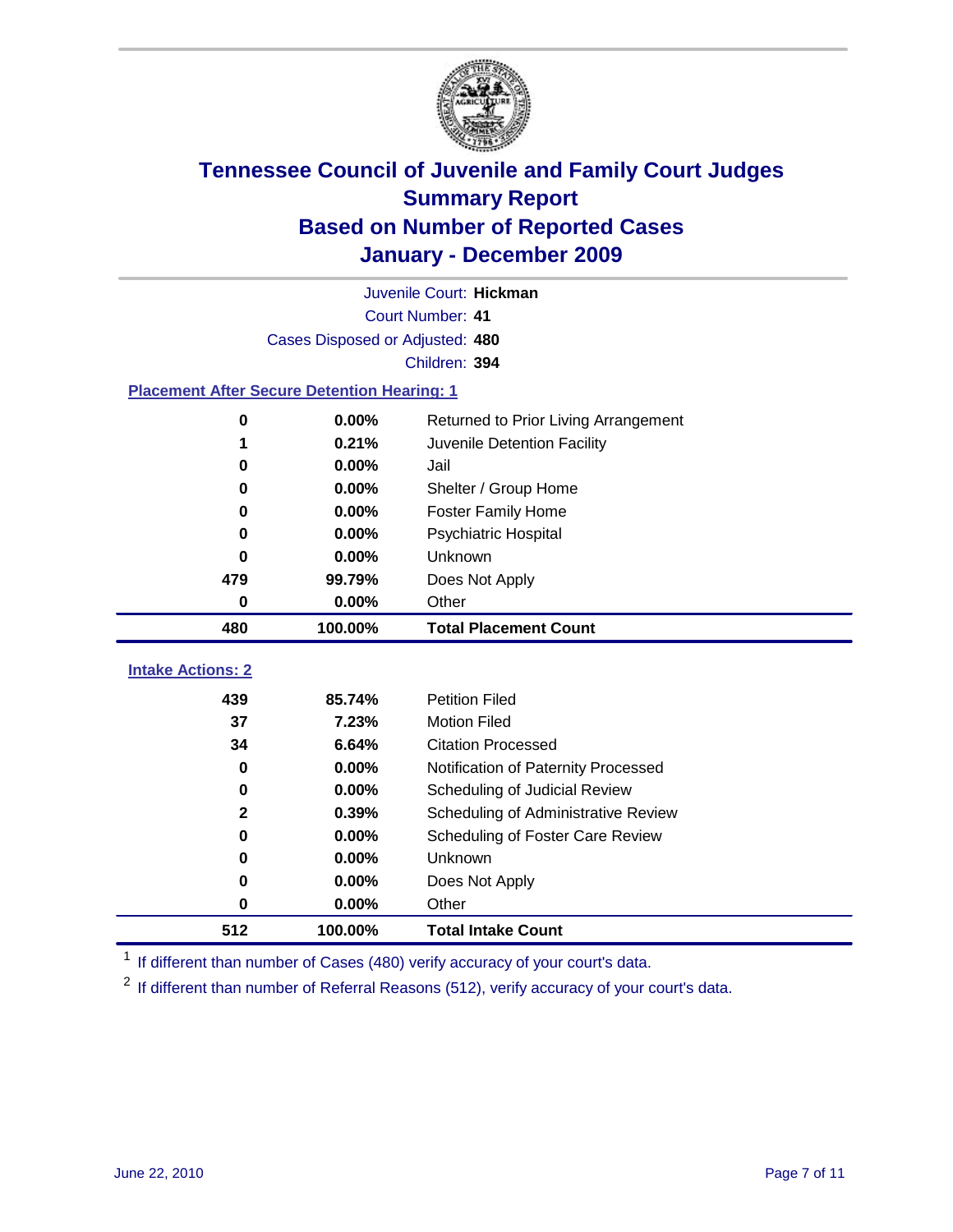# Tennessee Council of Juvenile and Family Court Judges
## Summary Report
## Based on Number of Reported Cases
## January - December 2009

Juvenile Court: **Hickman**
Court Number: **41**
Cases Disposed or Adjusted: **480**
Children: **394**

### Placement After Secure Detention Hearing: 1

| Count | Percent | Placement |
|---|---|---|
| 0 | 0.00% | Returned to Prior Living Arrangement |
| 1 | 0.21% | Juvenile Detention Facility |
| 0 | 0.00% | Jail |
| 0 | 0.00% | Shelter / Group Home |
| 0 | 0.00% | Foster Family Home |
| 0 | 0.00% | Psychiatric Hospital |
| 0 | 0.00% | Unknown |
| 479 | 99.79% | Does Not Apply |
| 0 | 0.00% | Other |
| **480** | **100.00%** | **Total Placement Count** |

### Intake Actions: 2

| Count | Percent | Intake Action |
|---|---|---|
| 439 | 85.74% | Petition Filed |
| 37 | 7.23% | Motion Filed |
| 34 | 6.64% | Citation Processed |
| 0 | 0.00% | Notification of Paternity Processed |
| 0 | 0.00% | Scheduling of Judicial Review |
| 2 | 0.39% | Scheduling of Administrative Review |
| 0 | 0.00% | Scheduling of Foster Care Review |
| 0 | 0.00% | Unknown |
| 0 | 0.00% | Does Not Apply |
| 0 | 0.00% | Other |
| **512** | **100.00%** | **Total Intake Count** |

[1] If different than number of Cases (480) verify accuracy of your court's data.

[2] If different than number of Referral Reasons (512), verify accuracy of your court's data.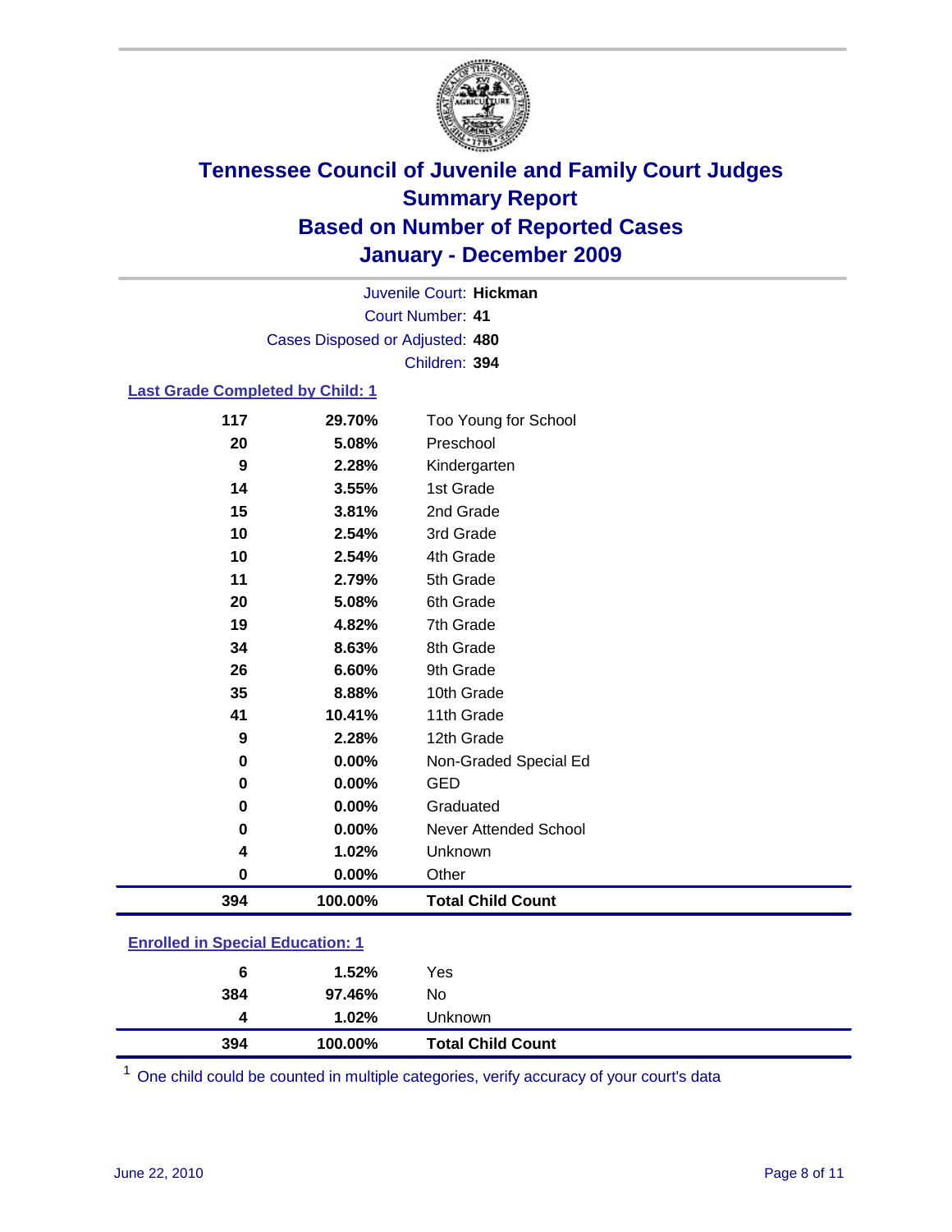# Tennessee Council of Juvenile and Family Court Judges
## Summary Report
## Based on Number of Reported Cases
## January - December 2009

Juvenile Court: **Hickman**
Court Number: **41**
Cases Disposed or Adjusted: **480**
Children: **394**

### Last Grade Completed by Child: 1

| | | |
|---|---|---|
| 117 | 29.70% | Too Young for School |
| 20 | 5.08% | Preschool |
| 9 | 2.28% | Kindergarten |
| 14 | 3.55% | 1st Grade |
| 15 | 3.81% | 2nd Grade |
| 10 | 2.54% | 3rd Grade |
| 10 | 2.54% | 4th Grade |
| 11 | 2.79% | 5th Grade |
| 20 | 5.08% | 6th Grade |
| 19 | 4.82% | 7th Grade |
| 34 | 8.63% | 8th Grade |
| 26 | 6.60% | 9th Grade |
| 35 | 8.88% | 10th Grade |
| 41 | 10.41% | 11th Grade |
| 9 | 2.28% | 12th Grade |
| 0 | 0.00% | Non-Graded Special Ed |
| 0 | 0.00% | GED |
| 0 | 0.00% | Graduated |
| 0 | 0.00% | Never Attended School |
| 4 | 1.02% | Unknown |
| 0 | 0.00% | Other |
| **394** | **100.00%** | **Total Child Count** |

### Enrolled in Special Education: 1

| | | |
|---|---|---|
| 6 | 1.52% | Yes |
| 384 | 97.46% | No |
| 4 | 1.02% | Unknown |
| **394** | **100.00%** | **Total Child Count** |

[1] One child could be counted in multiple categories, verify accuracy of your court's data

June 22, 2010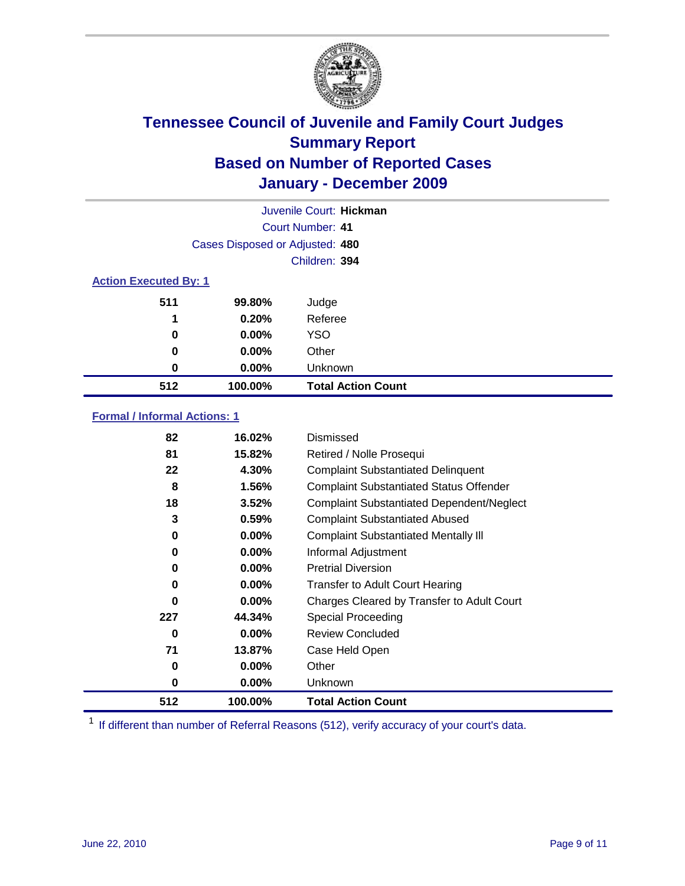# Tennessee Council of Juvenile and Family Court Judges
## Summary Report
## Based on Number of Reported Cases
## January - December 2009

Juvenile Court: **Hickman**
Court Number: **41**
Cases Disposed or Adjusted: **480**
Children: **394**

### Action Executed By: 1

| | | |
|---|---|---|
| 511 | 99.80% | Judge |
| 1 | 0.20% | Referee |
| 0 | 0.00% | YSO |
| 0 | 0.00% | Other |
| 0 | 0.00% | Unknown |
| **512** | **100.00%** | **Total Action Count** |

### Formal / Informal Actions: 1

| | | |
|---|---|---|
| 82 | 16.02% | Dismissed |
| 81 | 15.82% | Retired / Nolle Prosequi |
| 22 | 4.30% | Complaint Substantiated Delinquent |
| 8 | 1.56% | Complaint Substantiated Status Offender |
| 18 | 3.52% | Complaint Substantiated Dependent/Neglect |
| 3 | 0.59% | Complaint Substantiated Abused |
| 0 | 0.00% | Complaint Substantiated Mentally Ill |
| 0 | 0.00% | Informal Adjustment |
| 0 | 0.00% | Pretrial Diversion |
| 0 | 0.00% | Transfer to Adult Court Hearing |
| 0 | 0.00% | Charges Cleared by Transfer to Adult Court |
| 227 | 44.34% | Special Proceeding |
| 0 | 0.00% | Review Concluded |
| 71 | 13.87% | Case Held Open |
| 0 | 0.00% | Other |
| 0 | 0.00% | Unknown |
| **512** | **100.00%** | **Total Action Count** |

[1] If different than number of Referral Reasons (512), verify accuracy of your court's data.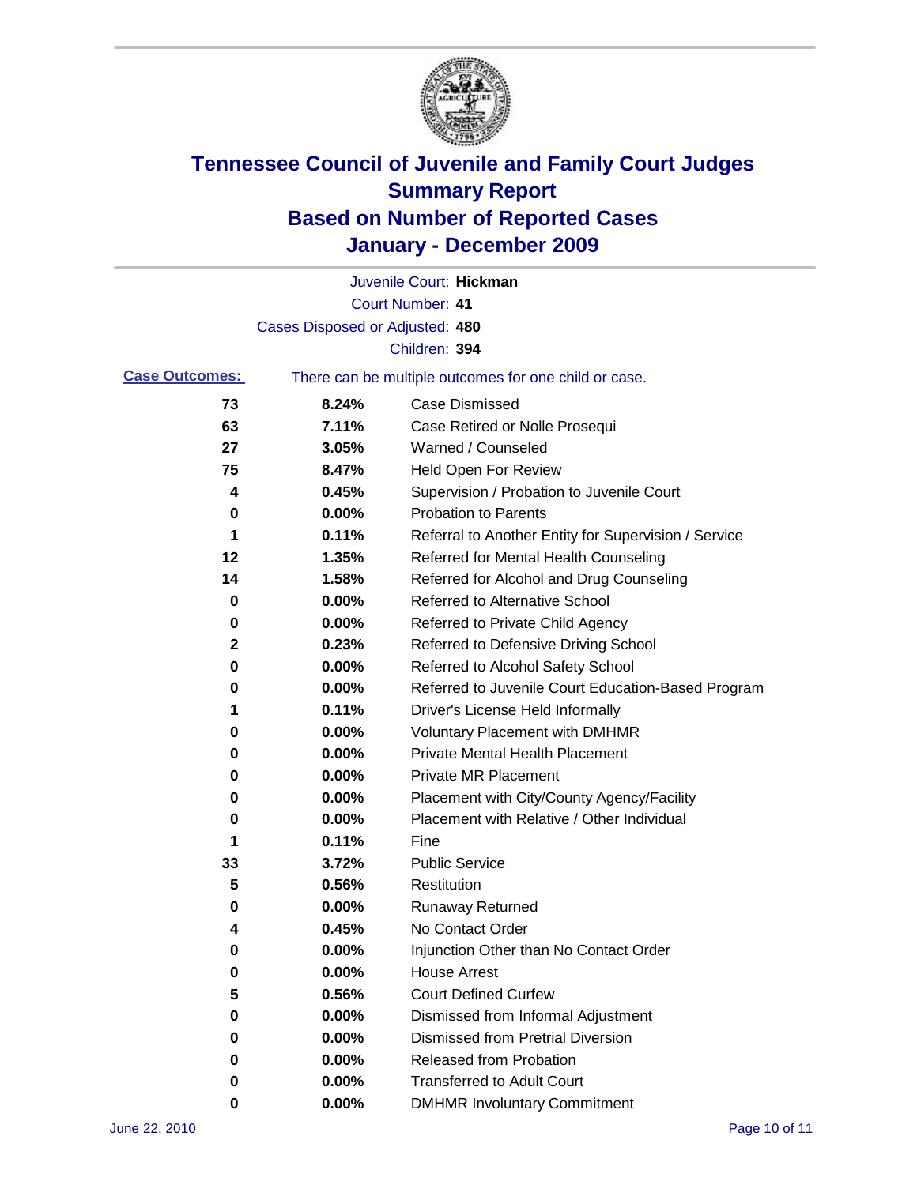# Tennessee Council of Juvenile and Family Court Judges
## Summary Report
## Based on Number of Reported Cases
## January - December 2009

Juvenile Court: **Hickman**

Court Number: **41**

Cases Disposed or Adjusted: **480**

Children: **394**

**Case Outcomes:** There can be multiple outcomes for one child or case.

| Count | Percent | Outcome |
|---|---|---|
| 73 | 8.24% | Case Dismissed |
| 63 | 7.11% | Case Retired or Nolle Prosequi |
| 27 | 3.05% | Warned / Counseled |
| 75 | 8.47% | Held Open For Review |
| 4 | 0.45% | Supervision / Probation to Juvenile Court |
| 0 | 0.00% | Probation to Parents |
| 1 | 0.11% | Referral to Another Entity for Supervision / Service |
| 12 | 1.35% | Referred for Mental Health Counseling |
| 14 | 1.58% | Referred for Alcohol and Drug Counseling |
| 0 | 0.00% | Referred to Alternative School |
| 0 | 0.00% | Referred to Private Child Agency |
| 2 | 0.23% | Referred to Defensive Driving School |
| 0 | 0.00% | Referred to Alcohol Safety School |
| 0 | 0.00% | Referred to Juvenile Court Education-Based Program |
| 1 | 0.11% | Driver's License Held Informally |
| 0 | 0.00% | Voluntary Placement with DMHMR |
| 0 | 0.00% | Private Mental Health Placement |
| 0 | 0.00% | Private MR Placement |
| 0 | 0.00% | Placement with City/County Agency/Facility |
| 0 | 0.00% | Placement with Relative / Other Individual |
| 1 | 0.11% | Fine |
| 33 | 3.72% | Public Service |
| 5 | 0.56% | Restitution |
| 0 | 0.00% | Runaway Returned |
| 4 | 0.45% | No Contact Order |
| 0 | 0.00% | Injunction Other than No Contact Order |
| 0 | 0.00% | House Arrest |
| 5 | 0.56% | Court Defined Curfew |
| 0 | 0.00% | Dismissed from Informal Adjustment |
| 0 | 0.00% | Dismissed from Pretrial Diversion |
| 0 | 0.00% | Released from Probation |
| 0 | 0.00% | Transferred to Adult Court |
| 0 | 0.00% | DMHMR Involuntary Commitment |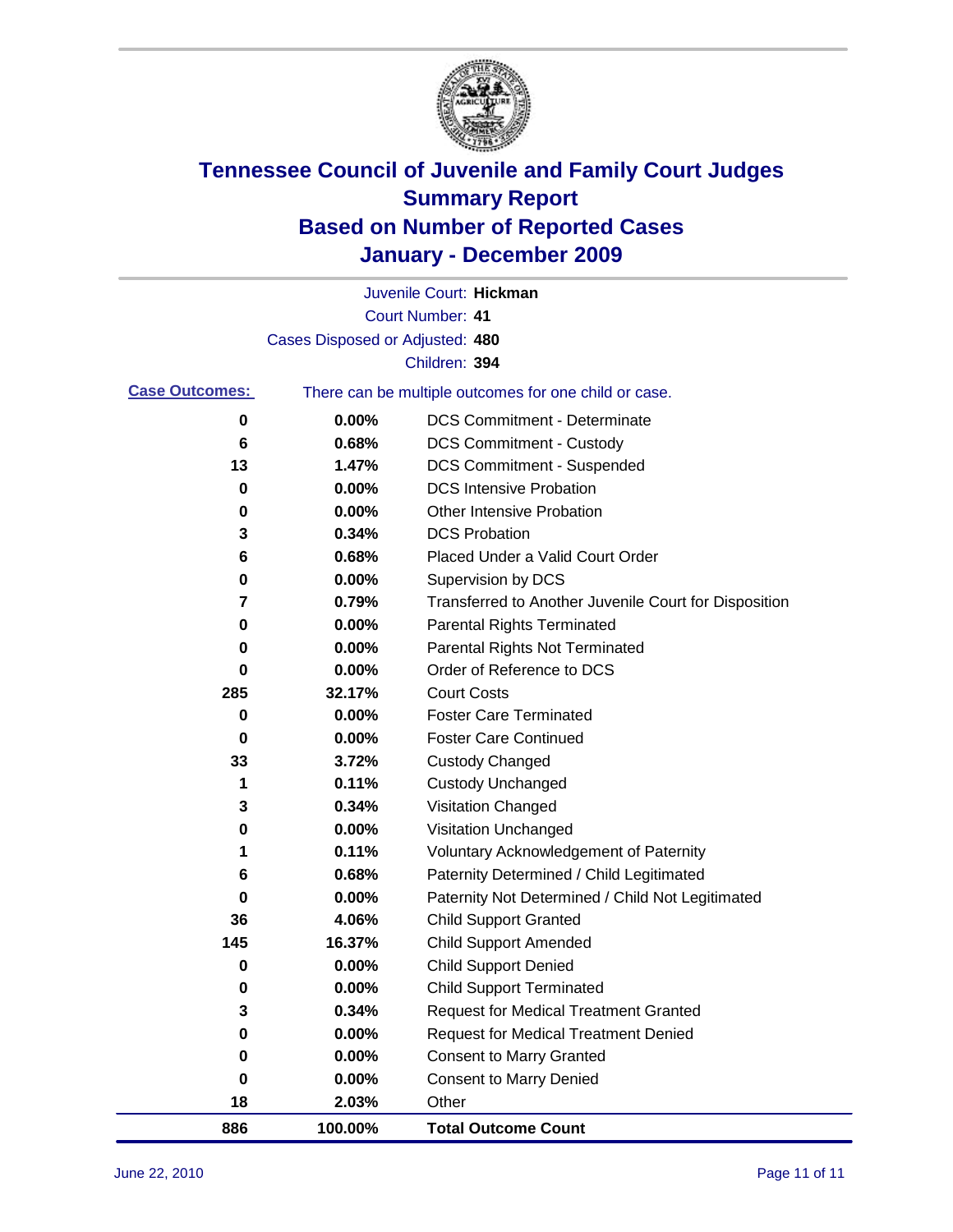# Tennessee Council of Juvenile and Family Court Judges
## Summary Report
## Based on Number of Reported Cases
## January - December 2009

Juvenile Court: **Hickman**

Court Number: **41**

Cases Disposed or Adjusted: **480**

Children: **394**

**Case Outcomes:** There can be multiple outcomes for one child or case.

| | | |
|---|---|---|
| 0 | 0.00% | DCS Commitment - Determinate |
| 6 | 0.68% | DCS Commitment - Custody |
| 13 | 1.47% | DCS Commitment - Suspended |
| 0 | 0.00% | DCS Intensive Probation |
| 0 | 0.00% | Other Intensive Probation |
| 3 | 0.34% | DCS Probation |
| 6 | 0.68% | Placed Under a Valid Court Order |
| 0 | 0.00% | Supervision by DCS |
| 7 | 0.79% | Transferred to Another Juvenile Court for Disposition |
| 0 | 0.00% | Parental Rights Terminated |
| 0 | 0.00% | Parental Rights Not Terminated |
| 0 | 0.00% | Order of Reference to DCS |
| 285 | 32.17% | Court Costs |
| 0 | 0.00% | Foster Care Terminated |
| 0 | 0.00% | Foster Care Continued |
| 33 | 3.72% | Custody Changed |
| 1 | 0.11% | Custody Unchanged |
| 3 | 0.34% | Visitation Changed |
| 0 | 0.00% | Visitation Unchanged |
| 1 | 0.11% | Voluntary Acknowledgement of Paternity |
| 6 | 0.68% | Paternity Determined / Child Legitimated |
| 0 | 0.00% | Paternity Not Determined / Child Not Legitimated |
| 36 | 4.06% | Child Support Granted |
| 145 | 16.37% | Child Support Amended |
| 0 | 0.00% | Child Support Denied |
| 0 | 0.00% | Child Support Terminated |
| 3 | 0.34% | Request for Medical Treatment Granted |
| 0 | 0.00% | Request for Medical Treatment Denied |
| 0 | 0.00% | Consent to Marry Granted |
| 0 | 0.00% | Consent to Marry Denied |
| 18 | 2.03% | Other |
| **886** | **100.00%** | **Total Outcome Count** |

June 22, 2010